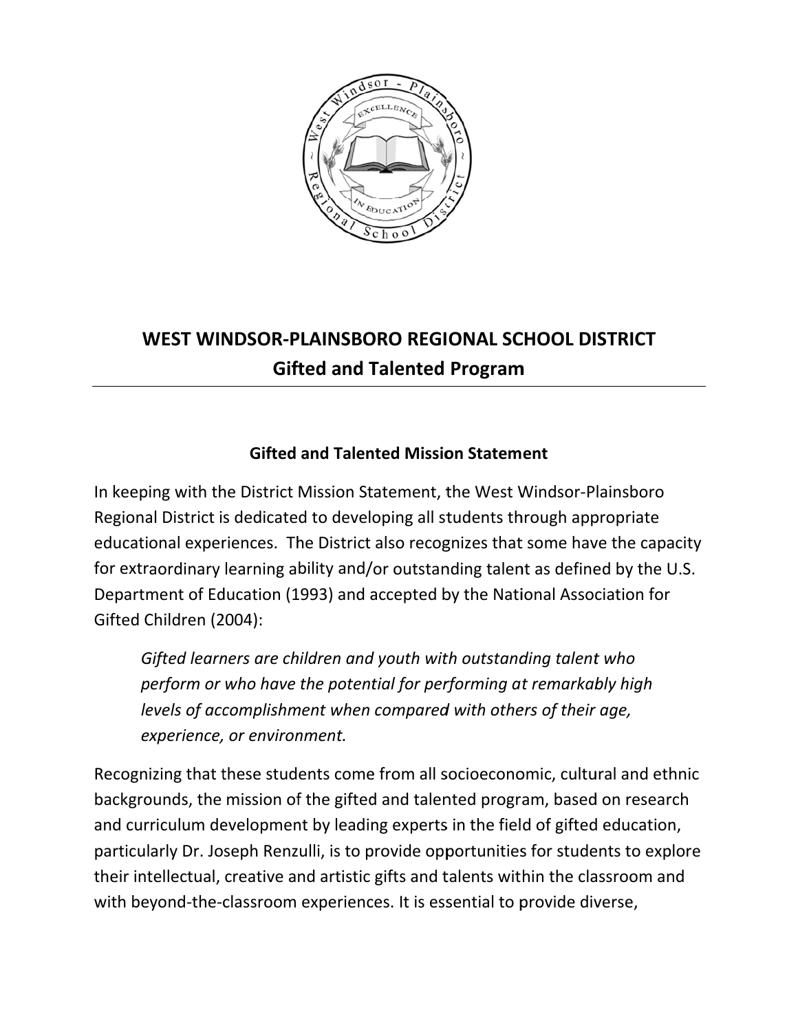# WEST WINDSOR-PLAINSBORO REGIONAL SCHOOL DISTRICT
## Gifted and Talented Program

---

### Gifted and Talented Mission Statement

In keeping with the District Mission Statement, the West Windsor-Plainsboro Regional District is dedicated to developing all students through appropriate educational experiences. The District also recognizes that some have the capacity for extraordinary learning ability and/or outstanding talent as defined by the U.S. Department of Education (1993) and accepted by the National Association for Gifted Children (2004):

> *Gifted learners are children and youth with outstanding talent who perform or who have the potential for performing at remarkably high levels of accomplishment when compared with others of their age, experience, or environment.*

Recognizing that these students come from all socioeconomic, cultural and ethnic backgrounds, the mission of the gifted and talented program, based on research and curriculum development by leading experts in the field of gifted education, particularly Dr. Joseph Renzulli, is to provide opportunities for students to explore their intellectual, creative and artistic gifts and talents within the classroom and with beyond-the-classroom experiences. It is essential to provide diverse,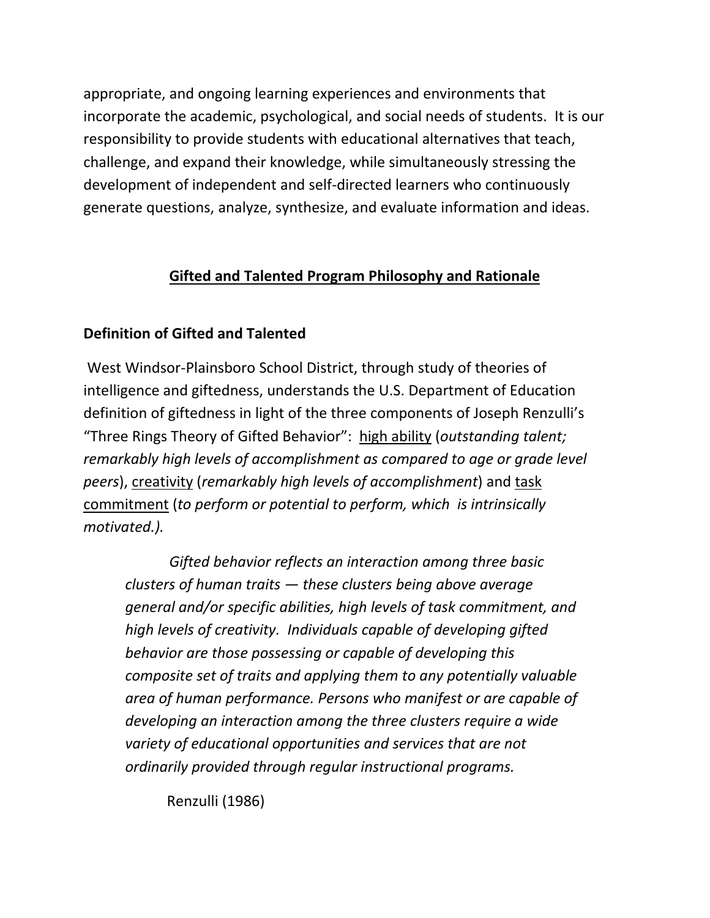appropriate, and ongoing learning experiences and environments that incorporate the academic, psychological, and social needs of students. It is our responsibility to provide students with educational alternatives that teach, challenge, and expand their knowledge, while simultaneously stressing the development of independent and self-directed learners who continuously generate questions, analyze, synthesize, and evaluate information and ideas.

## Gifted and Talented Program Philosophy and Rationale

### Definition of Gifted and Talented

West Windsor-Plainsboro School District, through study of theories of intelligence and giftedness, understands the U.S. Department of Education definition of giftedness in light of the three components of Joseph Renzulli's "Three Rings Theory of Gifted Behavior": high ability (*outstanding talent; remarkably high levels of accomplishment as compared to age or grade level peers*), creativity (*remarkably high levels of accomplishment*) and task commitment (*to perform or potential to perform, which is intrinsically motivated.).*

> *Gifted behavior reflects an interaction among three basic clusters of human traits — these clusters being above average general and/or specific abilities, high levels of task commitment, and high levels of creativity. Individuals capable of developing gifted behavior are those possessing or capable of developing this composite set of traits and applying them to any potentially valuable area of human performance. Persons who manifest or are capable of developing an interaction among the three clusters require a wide variety of educational opportunities and services that are not ordinarily provided through regular instructional programs.*
>
> Renzulli (1986)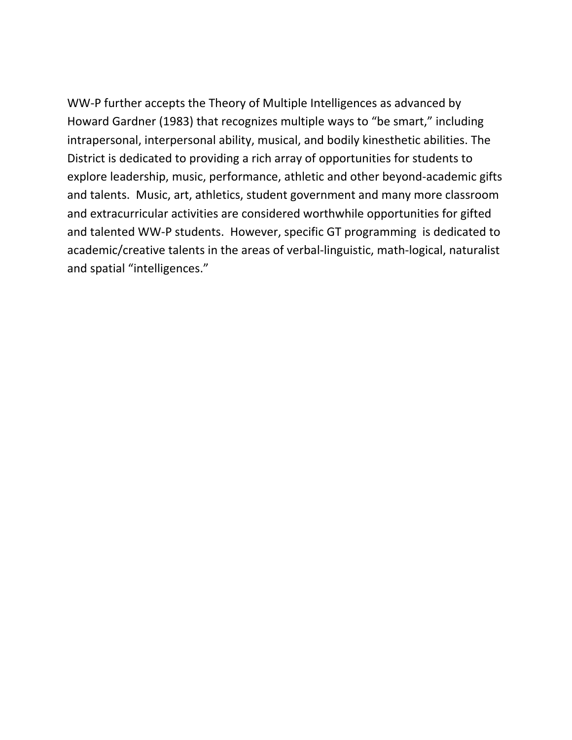WW-P further accepts the Theory of Multiple Intelligences as advanced by Howard Gardner (1983) that recognizes multiple ways to "be smart," including intrapersonal, interpersonal ability, musical, and bodily kinesthetic abilities. The District is dedicated to providing a rich array of opportunities for students to explore leadership, music, performance, athletic and other beyond-academic gifts and talents. Music, art, athletics, student government and many more classroom and extracurricular activities are considered worthwhile opportunities for gifted and talented WW-P students. However, specific GT programming is dedicated to academic/creative talents in the areas of verbal-linguistic, math-logical, naturalist and spatial "intelligences."